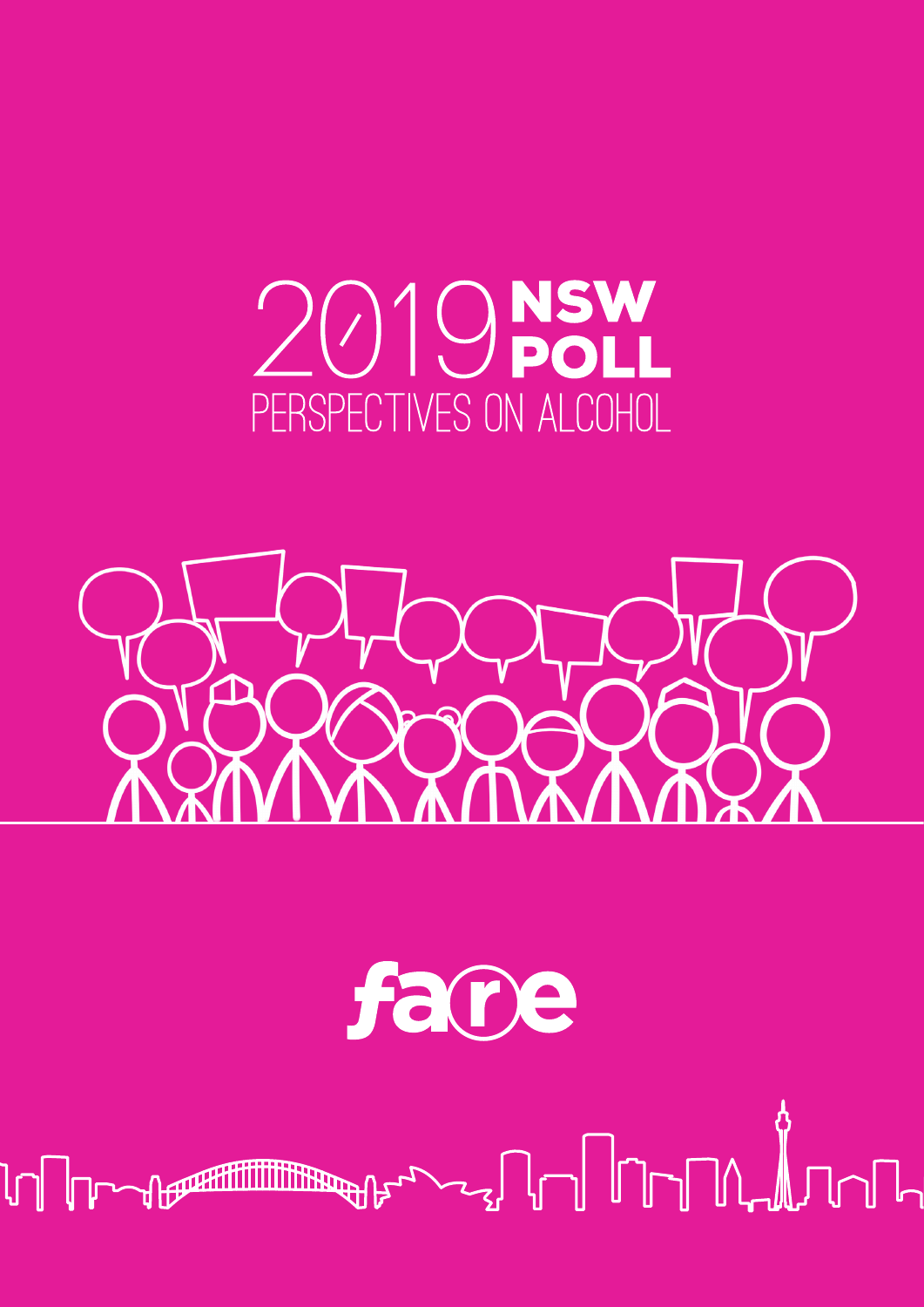# 2019 NSW POLL

## PERSPECTIVES ON ALCOHOL

fare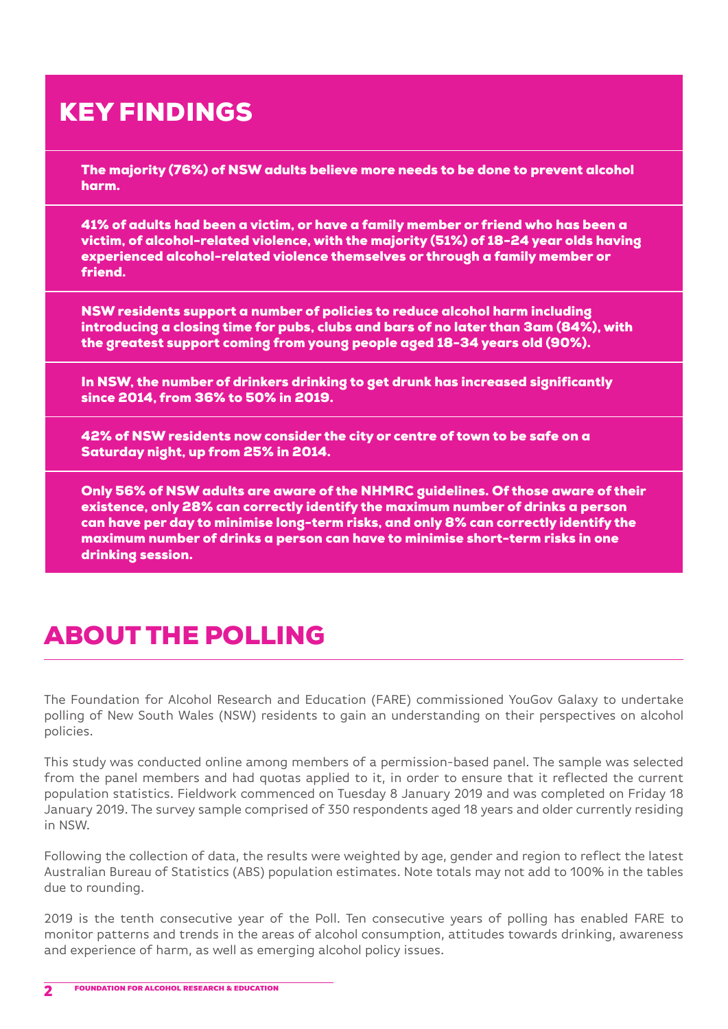## KEY FINDINGS

**The majority (76%) of NSW adults believe more needs to be done to prevent alcohol harm.**

**41% of adults had been a victim, or have a family member or friend who has been a victim, of alcohol-related violence, with the majority (51%) of 18-24 year olds having experienced alcohol-related violence themselves or through a family member or friend.**

**NSW residents support a number of policies to reduce alcohol harm including introducing a closing time for pubs, clubs and bars of no later than 3am (84%), with the greatest support coming from young people aged 18-34 years old (90%).**

**In NSW, the number of drinkers drinking to get drunk has increased significantly since 2014, from 36% to 50% in 2019.**

**42% of NSW residents now consider the city or centre of town to be safe on a Saturday night, up from 25% in 2014.**

**Only 56% of NSW adults are aware of the NHMRC guidelines. Of those aware of their existence, only 28% can correctly identify the maximum number of drinks a person can have per day to minimise long-term risks, and only 8% can correctly identify the maximum number of drinks a person can have to minimise short-term risks in one drinking session.**

## ABOUT THE POLLING

The Foundation for Alcohol Research and Education (FARE) commissioned YouGov Galaxy to undertake polling of New South Wales (NSW) residents to gain an understanding on their perspectives on alcohol policies.

This study was conducted online among members of a permission-based panel. The sample was selected from the panel members and had quotas applied to it, in order to ensure that it reflected the current population statistics. Fieldwork commenced on Tuesday 8 January 2019 and was completed on Friday 18 January 2019. The survey sample comprised of 350 respondents aged 18 years and older currently residing in NSW.

Following the collection of data, the results were weighted by age, gender and region to reflect the latest Australian Bureau of Statistics (ABS) population estimates. Note totals may not add to 100% in the tables due to rounding.

2019 is the tenth consecutive year of the Poll. Ten consecutive years of polling has enabled FARE to monitor patterns and trends in the areas of alcohol consumption, attitudes towards drinking, awareness and experience of harm, as well as emerging alcohol policy issues.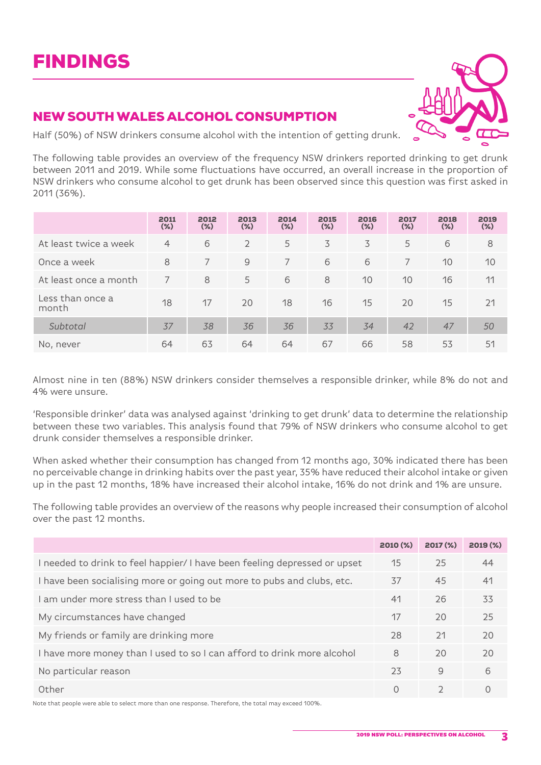# FINDINGS

## NEW SOUTH WALES ALCOHOL CONSUMPTION

Half (50%) of NSW drinkers consume alcohol with the intention of getting drunk.

The following table provides an overview of the frequency NSW drinkers reported drinking to get drunk between 2011 and 2019. While some fluctuations have occurred, an overall increase in the proportion of NSW drinkers who consume alcohol to get drunk has been observed since this question was first asked in 2011 (36%).

| | 2011 (%) | 2012 (%) | 2013 (%) | 2014 (%) | 2015 (%) | 2016 (%) | 2017 (%) | 2018 (%) | 2019 (%) |
|---|---|---|---|---|---|---|---|---|---|
| At least twice a week | 4 | 6 | 2 | 5 | 3 | 3 | 5 | 6 | 8 |
| Once a week | 8 | 7 | 9 | 7 | 6 | 6 | 7 | 10 | 10 |
| At least once a month | 7 | 8 | 5 | 6 | 8 | 10 | 10 | 16 | 11 |
| Less than once a month | 18 | 17 | 20 | 18 | 16 | 15 | 20 | 15 | 21 |
| *Subtotal* | *37* | *38* | *36* | *36* | *33* | *34* | *42* | *47* | *50* |
| No, never | 64 | 63 | 64 | 64 | 67 | 66 | 58 | 53 | 51 |

Almost nine in ten (88%) NSW drinkers consider themselves a responsible drinker, while 8% do not and 4% were unsure.

'Responsible drinker' data was analysed against 'drinking to get drunk' data to determine the relationship between these two variables. This analysis found that 79% of NSW drinkers who consume alcohol to get drunk consider themselves a responsible drinker.

When asked whether their consumption has changed from 12 months ago, 30% indicated there has been no perceivable change in drinking habits over the past year, 35% have reduced their alcohol intake or given up in the past 12 months, 18% have increased their alcohol intake, 16% do not drink and 1% are unsure.

The following table provides an overview of the reasons why people increased their consumption of alcohol over the past 12 months.

| | 2010 (%) | 2017 (%) | 2019 (%) |
|---|---|---|---|
| I needed to drink to feel happier/ I have been feeling depressed or upset | 15 | 25 | 44 |
| I have been socialising more or going out more to pubs and clubs, etc. | 37 | 45 | 41 |
| I am under more stress than I used to be | 41 | 26 | 33 |
| My circumstances have changed | 17 | 20 | 25 |
| My friends or family are drinking more | 28 | 21 | 20 |
| I have more money than I used to so I can afford to drink more alcohol | 8 | 20 | 20 |
| No particular reason | 23 | 9 | 6 |
| Other | 0 | 2 | 0 |

Note that people were able to select more than one response. Therefore, the total may exceed 100%.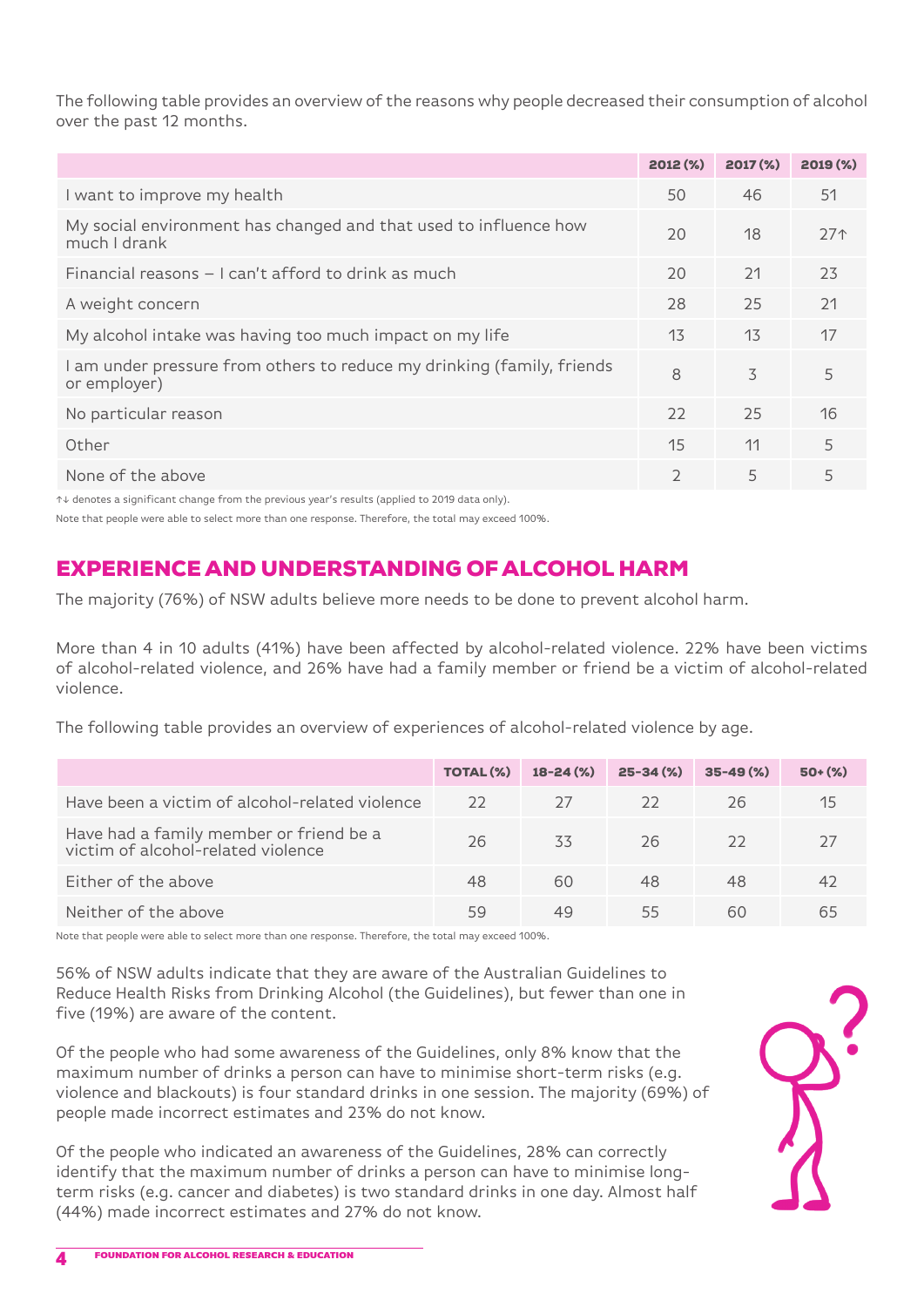The following table provides an overview of the reasons why people decreased their consumption of alcohol over the past 12 months.

| | 2012 (%) | 2017 (%) | 2019 (%) |
|---|---|---|---|
| I want to improve my health | 50 | 46 | 51 |
| My social environment has changed and that used to influence how much I drank | 20 | 18 | 27↑ |
| Financial reasons – I can't afford to drink as much | 20 | 21 | 23 |
| A weight concern | 28 | 25 | 21 |
| My alcohol intake was having too much impact on my life | 13 | 13 | 17 |
| I am under pressure from others to reduce my drinking (family, friends or employer) | 8 | 3 | 5 |
| No particular reason | 22 | 25 | 16 |
| Other | 15 | 11 | 5 |
| None of the above | 2 | 5 | 5 |

↑↓ denotes a significant change from the previous year's results (applied to 2019 data only).

Note that people were able to select more than one response. Therefore, the total may exceed 100%.

## EXPERIENCE AND UNDERSTANDING OF ALCOHOL HARM

The majority (76%) of NSW adults believe more needs to be done to prevent alcohol harm.

More than 4 in 10 adults (41%) have been affected by alcohol-related violence. 22% have been victims of alcohol-related violence, and 26% have had a family member or friend be a victim of alcohol-related violence.

The following table provides an overview of experiences of alcohol-related violence by age.

| | TOTAL (%) | 18-24 (%) | 25-34 (%) | 35-49 (%) | 50+ (%) |
|---|---|---|---|---|---|
| Have been a victim of alcohol-related violence | 22 | 27 | 22 | 26 | 15 |
| Have had a family member or friend be a victim of alcohol-related violence | 26 | 33 | 26 | 22 | 27 |
| Either of the above | 48 | 60 | 48 | 48 | 42 |
| Neither of the above | 59 | 49 | 55 | 60 | 65 |

Note that people were able to select more than one response. Therefore, the total may exceed 100%.

56% of NSW adults indicate that they are aware of the Australian Guidelines to Reduce Health Risks from Drinking Alcohol (the Guidelines), but fewer than one in five (19%) are aware of the content.

Of the people who had some awareness of the Guidelines, only 8% know that the maximum number of drinks a person can have to minimise short-term risks (e.g. violence and blackouts) is four standard drinks in one session. The majority (69%) of people made incorrect estimates and 23% do not know.

Of the people who indicated an awareness of the Guidelines, 28% can correctly identify that the maximum number of drinks a person can have to minimise long-term risks (e.g. cancer and diabetes) is two standard drinks in one day. Almost half (44%) made incorrect estimates and 27% do not know.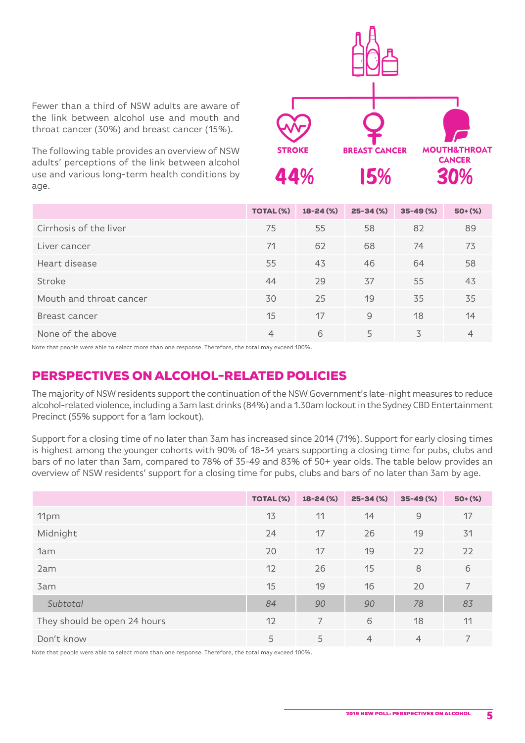Fewer than a third of NSW adults are aware of the link between alcohol use and mouth and throat cancer (30%) and breast cancer (15%).

The following table provides an overview of NSW adults' perceptions of the link between alcohol use and various long-term health conditions by age.

STROKE 44%

BREAST CANCER 15%

MOUTH&THROAT CANCER 30%

| | TOTAL (%) | 18-24 (%) | 25-34 (%) | 35-49 (%) | 50+ (%) |
|---|---|---|---|---|---|
| Cirrhosis of the liver | 75 | 55 | 58 | 82 | 89 |
| Liver cancer | 71 | 62 | 68 | 74 | 73 |
| Heart disease | 55 | 43 | 46 | 64 | 58 |
| Stroke | 44 | 29 | 37 | 55 | 43 |
| Mouth and throat cancer | 30 | 25 | 19 | 35 | 35 |
| Breast cancer | 15 | 17 | 9 | 18 | 14 |
| None of the above | 4 | 6 | 5 | 3 | 4 |

Note that people were able to select more than one response. Therefore, the total may exceed 100%.

## PERSPECTIVES ON ALCOHOL-RELATED POLICIES

The majority of NSW residents support the continuation of the NSW Government's late-night measures to reduce alcohol-related violence, including a 3am last drinks (84%) and a 1.30am lockout in the Sydney CBD Entertainment Precinct (55% support for a 1am lockout).

Support for a closing time of no later than 3am has increased since 2014 (71%). Support for early closing times is highest among the younger cohorts with 90% of 18-34 years supporting a closing time for pubs, clubs and bars of no later than 3am, compared to 78% of 35-49 and 83% of 50+ year olds. The table below provides an overview of NSW residents' support for a closing time for pubs, clubs and bars of no later than 3am by age.

| | TOTAL (%) | 18-24 (%) | 25-34 (%) | 35-49 (%) | 50+ (%) |
|---|---|---|---|---|---|
| 11pm | 13 | 11 | 14 | 9 | 17 |
| Midnight | 24 | 17 | 26 | 19 | 31 |
| 1am | 20 | 17 | 19 | 22 | 22 |
| 2am | 12 | 26 | 15 | 8 | 6 |
| 3am | 15 | 19 | 16 | 20 | 7 |
| *Subtotal* | *84* | *90* | *90* | *78* | *83* |
| They should be open 24 hours | 12 | 7 | 6 | 18 | 11 |
| Don't know | 5 | 5 | 4 | 4 | 7 |

Note that people were able to select more than one response. Therefore, the total may exceed 100%.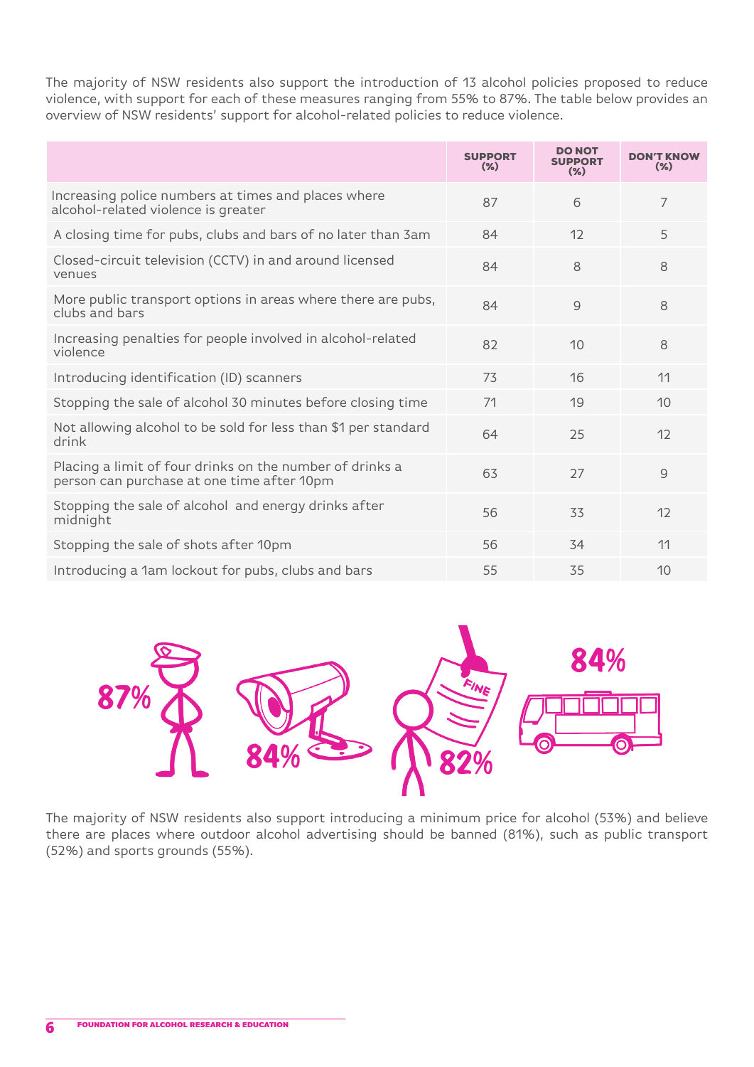The majority of NSW residents also support the introduction of 13 alcohol policies proposed to reduce violence, with support for each of these measures ranging from 55% to 87%. The table below provides an overview of NSW residents' support for alcohol-related policies to reduce violence.

| | SUPPORT (%) | DO NOT SUPPORT (%) | DON'T KNOW (%) |
|---|---|---|---|
| Increasing police numbers at times and places where alcohol-related violence is greater | 87 | 6 | 7 |
| A closing time for pubs, clubs and bars of no later than 3am | 84 | 12 | 5 |
| Closed-circuit television (CCTV) in and around licensed venues | 84 | 8 | 8 |
| More public transport options in areas where there are pubs, clubs and bars | 84 | 9 | 8 |
| Increasing penalties for people involved in alcohol-related violence | 82 | 10 | 8 |
| Introducing identification (ID) scanners | 73 | 16 | 11 |
| Stopping the sale of alcohol 30 minutes before closing time | 71 | 19 | 10 |
| Not allowing alcohol to be sold for less than $1 per standard drink | 64 | 25 | 12 |
| Placing a limit of four drinks on the number of drinks a person can purchase at one time after 10pm | 63 | 27 | 9 |
| Stopping the sale of alcohol and energy drinks after midnight | 56 | 33 | 12 |
| Stopping the sale of shots after 10pm | 56 | 34 | 11 |
| Introducing a 1am lockout for pubs, clubs and bars | 55 | 35 | 10 |

87% 84% 82% 84%

The majority of NSW residents also support introducing a minimum price for alcohol (53%) and believe there are places where outdoor alcohol advertising should be banned (81%), such as public transport (52%) and sports grounds (55%).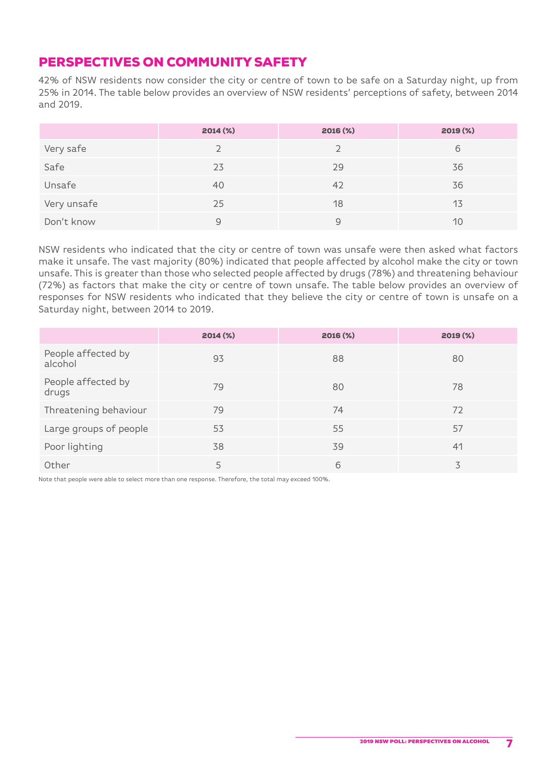## PERSPECTIVES ON COMMUNITY SAFETY

42% of NSW residents now consider the city or centre of town to be safe on a Saturday night, up from 25% in 2014. The table below provides an overview of NSW residents' perceptions of safety, between 2014 and 2019.

| | 2014 (%) | 2016 (%) | 2019 (%) |
|---|---|---|---|
| Very safe | 2 | 2 | 6 |
| Safe | 23 | 29 | 36 |
| Unsafe | 40 | 42 | 36 |
| Very unsafe | 25 | 18 | 13 |
| Don't know | 9 | 9 | 10 |

NSW residents who indicated that the city or centre of town was unsafe were then asked what factors make it unsafe. The vast majority (80%) indicated that people affected by alcohol make the city or town unsafe. This is greater than those who selected people affected by drugs (78%) and threatening behaviour (72%) as factors that make the city or centre of town unsafe. The table below provides an overview of responses for NSW residents who indicated that they believe the city or centre of town is unsafe on a Saturday night, between 2014 to 2019.

| | 2014 (%) | 2016 (%) | 2019 (%) |
|---|---|---|---|
| People affected by alcohol | 93 | 88 | 80 |
| People affected by drugs | 79 | 80 | 78 |
| Threatening behaviour | 79 | 74 | 72 |
| Large groups of people | 53 | 55 | 57 |
| Poor lighting | 38 | 39 | 41 |
| Other | 5 | 6 | 3 |

Note that people were able to select more than one response. Therefore, the total may exceed 100%.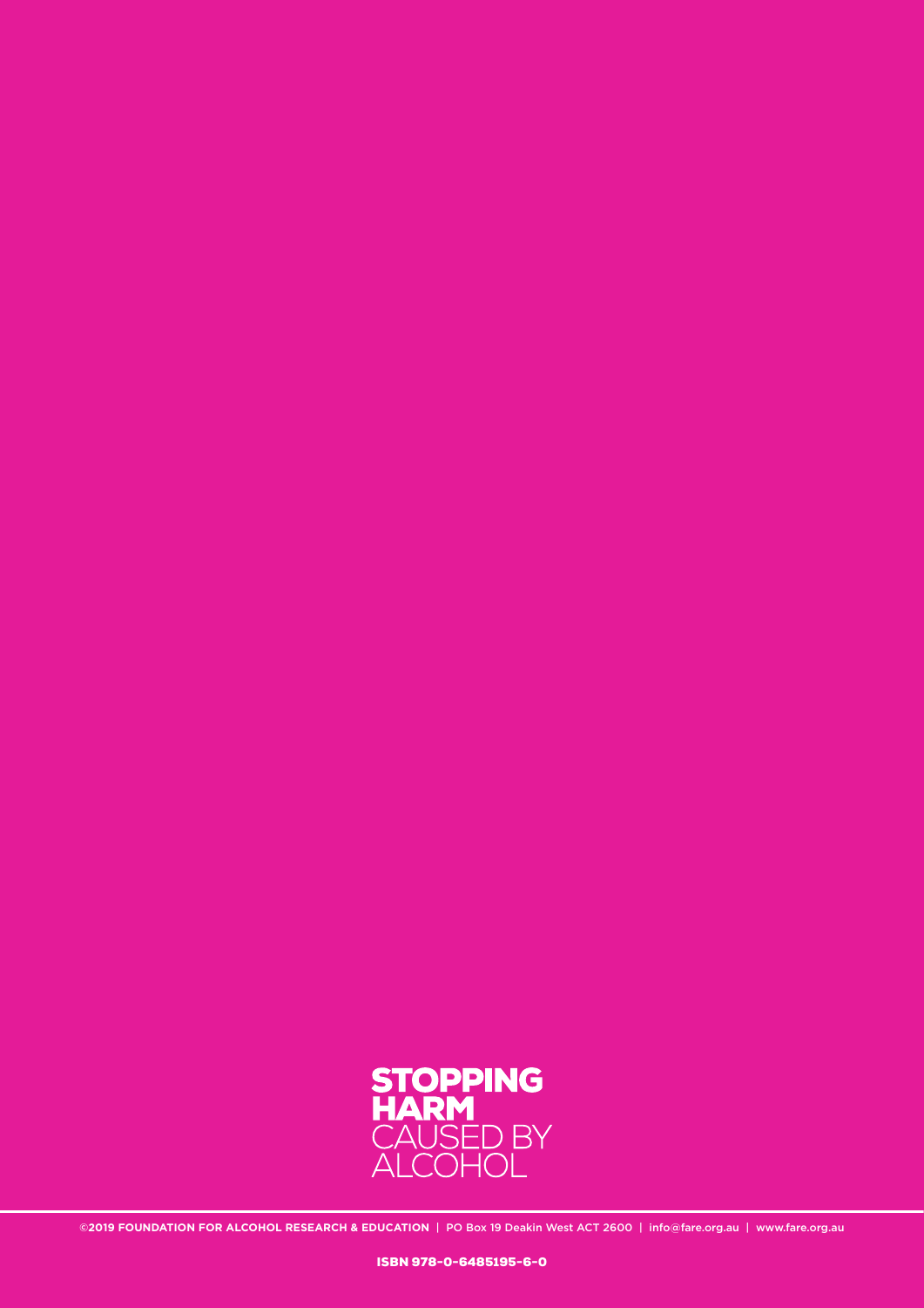**STOPPING HARM** CAUSED BY ALCOHOL

**©2019 FOUNDATION FOR ALCOHOL RESEARCH & EDUCATION** | PO Box 19 Deakin West ACT 2600 | info@fare.org.au | www.fare.org.au

ISBN 978-0-6485195-6-0